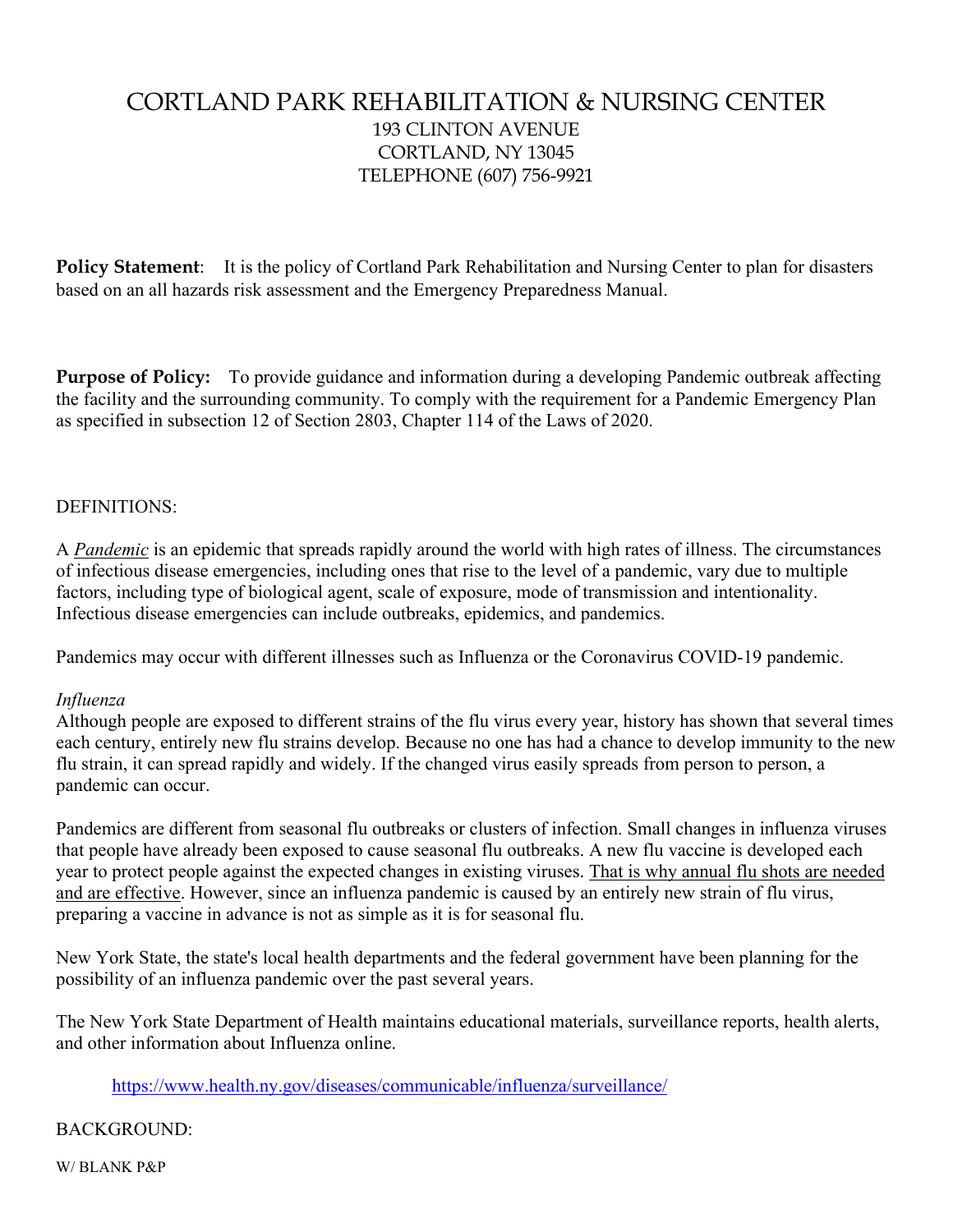# CORTLAND PARK REHABILITATION & NURSING CENTER

193 CLINTON AVENUE
CORTLAND, NY 13045
TELEPHONE (607) 756-9921

**Policy Statement**: It is the policy of Cortland Park Rehabilitation and Nursing Center to plan for disasters based on an all hazards risk assessment and the Emergency Preparedness Manual.

**Purpose of Policy:** To provide guidance and information during a developing Pandemic outbreak affecting the facility and the surrounding community. To comply with the requirement for a Pandemic Emergency Plan as specified in subsection 12 of Section 2803, Chapter 114 of the Laws of 2020.

DEFINITIONS:

A ***Pandemic*** is an epidemic that spreads rapidly around the world with high rates of illness. The circumstances of infectious disease emergencies, including ones that rise to the level of a pandemic, vary due to multiple factors, including type of biological agent, scale of exposure, mode of transmission and intentionality. Infectious disease emergencies can include outbreaks, epidemics, and pandemics.

Pandemics may occur with different illnesses such as Influenza or the Coronavirus COVID-19 pandemic.

*Influenza*

Although people are exposed to different strains of the flu virus every year, history has shown that several times each century, entirely new flu strains develop. Because no one has had a chance to develop immunity to the new flu strain, it can spread rapidly and widely. If the changed virus easily spreads from person to person, a pandemic can occur.

Pandemics are different from seasonal flu outbreaks or clusters of infection. Small changes in influenza viruses that people have already been exposed to cause seasonal flu outbreaks. A new flu vaccine is developed each year to protect people against the expected changes in existing viruses. That is why annual flu shots are needed and are effective. However, since an influenza pandemic is caused by an entirely new strain of flu virus, preparing a vaccine in advance is not as simple as it is for seasonal flu.

New York State, the state's local health departments and the federal government have been planning for the possibility of an influenza pandemic over the past several years.

The New York State Department of Health maintains educational materials, surveillance reports, health alerts, and other information about Influenza online.

https://www.health.ny.gov/diseases/communicable/influenza/surveillance/

BACKGROUND: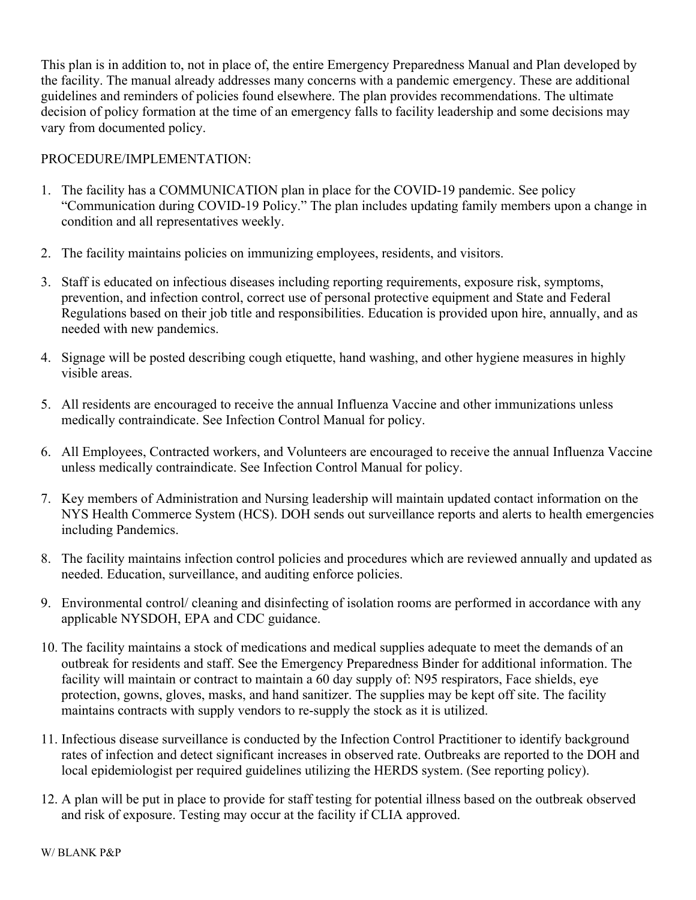This plan is in addition to, not in place of, the entire Emergency Preparedness Manual and Plan developed by the facility. The manual already addresses many concerns with a pandemic emergency. These are additional guidelines and reminders of policies found elsewhere. The plan provides recommendations. The ultimate decision of policy formation at the time of an emergency falls to facility leadership and some decisions may vary from documented policy.

PROCEDURE/IMPLEMENTATION:

1. The facility has a COMMUNICATION plan in place for the COVID-19 pandemic. See policy "Communication during COVID-19 Policy." The plan includes updating family members upon a change in condition and all representatives weekly.

2. The facility maintains policies on immunizing employees, residents, and visitors.

3. Staff is educated on infectious diseases including reporting requirements, exposure risk, symptoms, prevention, and infection control, correct use of personal protective equipment and State and Federal Regulations based on their job title and responsibilities. Education is provided upon hire, annually, and as needed with new pandemics.

4. Signage will be posted describing cough etiquette, hand washing, and other hygiene measures in highly visible areas.

5. All residents are encouraged to receive the annual Influenza Vaccine and other immunizations unless medically contraindicate. See Infection Control Manual for policy.

6. All Employees, Contracted workers, and Volunteers are encouraged to receive the annual Influenza Vaccine unless medically contraindicate. See Infection Control Manual for policy.

7. Key members of Administration and Nursing leadership will maintain updated contact information on the NYS Health Commerce System (HCS). DOH sends out surveillance reports and alerts to health emergencies including Pandemics.

8. The facility maintains infection control policies and procedures which are reviewed annually and updated as needed. Education, surveillance, and auditing enforce policies.

9. Environmental control/ cleaning and disinfecting of isolation rooms are performed in accordance with any applicable NYSDOH, EPA and CDC guidance.

10. The facility maintains a stock of medications and medical supplies adequate to meet the demands of an outbreak for residents and staff. See the Emergency Preparedness Binder for additional information. The facility will maintain or contract to maintain a 60 day supply of: N95 respirators, Face shields, eye protection, gowns, gloves, masks, and hand sanitizer. The supplies may be kept off site. The facility maintains contracts with supply vendors to re-supply the stock as it is utilized.

11. Infectious disease surveillance is conducted by the Infection Control Practitioner to identify background rates of infection and detect significant increases in observed rate. Outbreaks are reported to the DOH and local epidemiologist per required guidelines utilizing the HERDS system. (See reporting policy).

12. A plan will be put in place to provide for staff testing for potential illness based on the outbreak observed and risk of exposure. Testing may occur at the facility if CLIA approved.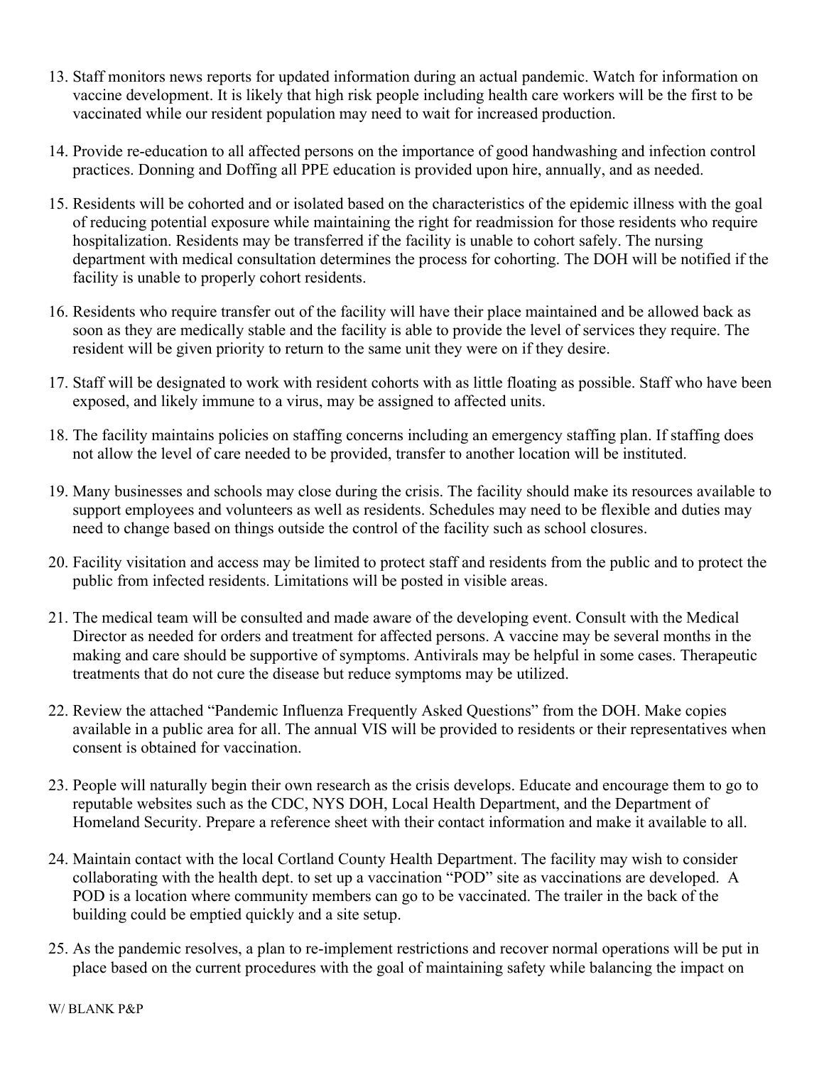13. Staff monitors news reports for updated information during an actual pandemic. Watch for information on vaccine development. It is likely that high risk people including health care workers will be the first to be vaccinated while our resident population may need to wait for increased production.

14. Provide re-education to all affected persons on the importance of good handwashing and infection control practices. Donning and Doffing all PPE education is provided upon hire, annually, and as needed.

15. Residents will be cohorted and or isolated based on the characteristics of the epidemic illness with the goal of reducing potential exposure while maintaining the right for readmission for those residents who require hospitalization. Residents may be transferred if the facility is unable to cohort safely. The nursing department with medical consultation determines the process for cohorting. The DOH will be notified if the facility is unable to properly cohort residents.

16. Residents who require transfer out of the facility will have their place maintained and be allowed back as soon as they are medically stable and the facility is able to provide the level of services they require. The resident will be given priority to return to the same unit they were on if they desire.

17. Staff will be designated to work with resident cohorts with as little floating as possible. Staff who have been exposed, and likely immune to a virus, may be assigned to affected units.

18. The facility maintains policies on staffing concerns including an emergency staffing plan. If staffing does not allow the level of care needed to be provided, transfer to another location will be instituted.

19. Many businesses and schools may close during the crisis. The facility should make its resources available to support employees and volunteers as well as residents. Schedules may need to be flexible and duties may need to change based on things outside the control of the facility such as school closures.

20. Facility visitation and access may be limited to protect staff and residents from the public and to protect the public from infected residents. Limitations will be posted in visible areas.

21. The medical team will be consulted and made aware of the developing event. Consult with the Medical Director as needed for orders and treatment for affected persons. A vaccine may be several months in the making and care should be supportive of symptoms. Antivirals may be helpful in some cases. Therapeutic treatments that do not cure the disease but reduce symptoms may be utilized.

22. Review the attached "Pandemic Influenza Frequently Asked Questions" from the DOH. Make copies available in a public area for all. The annual VIS will be provided to residents or their representatives when consent is obtained for vaccination.

23. People will naturally begin their own research as the crisis develops. Educate and encourage them to go to reputable websites such as the CDC, NYS DOH, Local Health Department, and the Department of Homeland Security. Prepare a reference sheet with their contact information and make it available to all.

24. Maintain contact with the local Cortland County Health Department. The facility may wish to consider collaborating with the health dept. to set up a vaccination "POD" site as vaccinations are developed. A POD is a location where community members can go to be vaccinated. The trailer in the back of the building could be emptied quickly and a site setup.

25. As the pandemic resolves, a plan to re-implement restrictions and recover normal operations will be put in place based on the current procedures with the goal of maintaining safety while balancing the impact on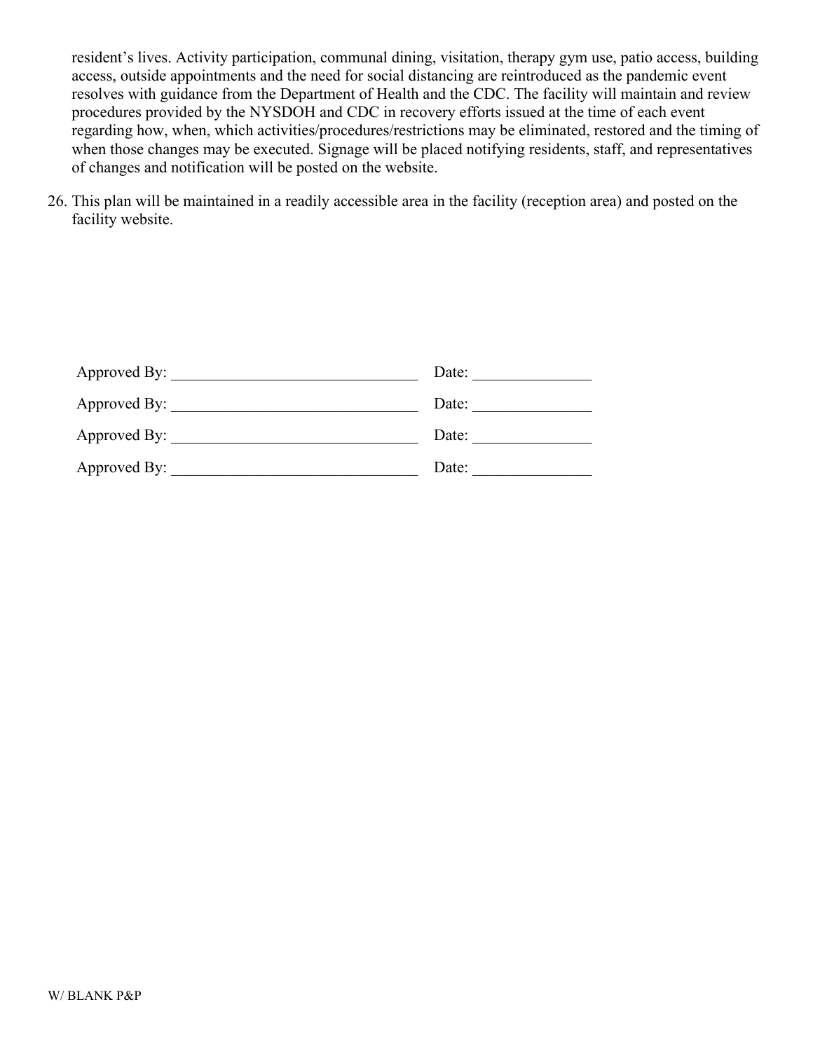resident's lives. Activity participation, communal dining, visitation, therapy gym use, patio access, building access, outside appointments and the need for social distancing are reintroduced as the pandemic event resolves with guidance from the Department of Health and the CDC. The facility will maintain and review procedures provided by the NYSDOH and CDC in recovery efforts issued at the time of each event regarding how, when, which activities/procedures/restrictions may be eliminated, restored and the timing of when those changes may be executed. Signage will be placed notifying residents, staff, and representatives of changes and notification will be posted on the website.

26. This plan will be maintained in a readily accessible area in the facility (reception area) and posted on the facility website.

Approved By: _______________________________ Date: _______________

Approved By: _______________________________ Date: _______________

Approved By: _______________________________ Date: _______________

Approved By: _______________________________ Date: _______________

W/ BLANK P&P